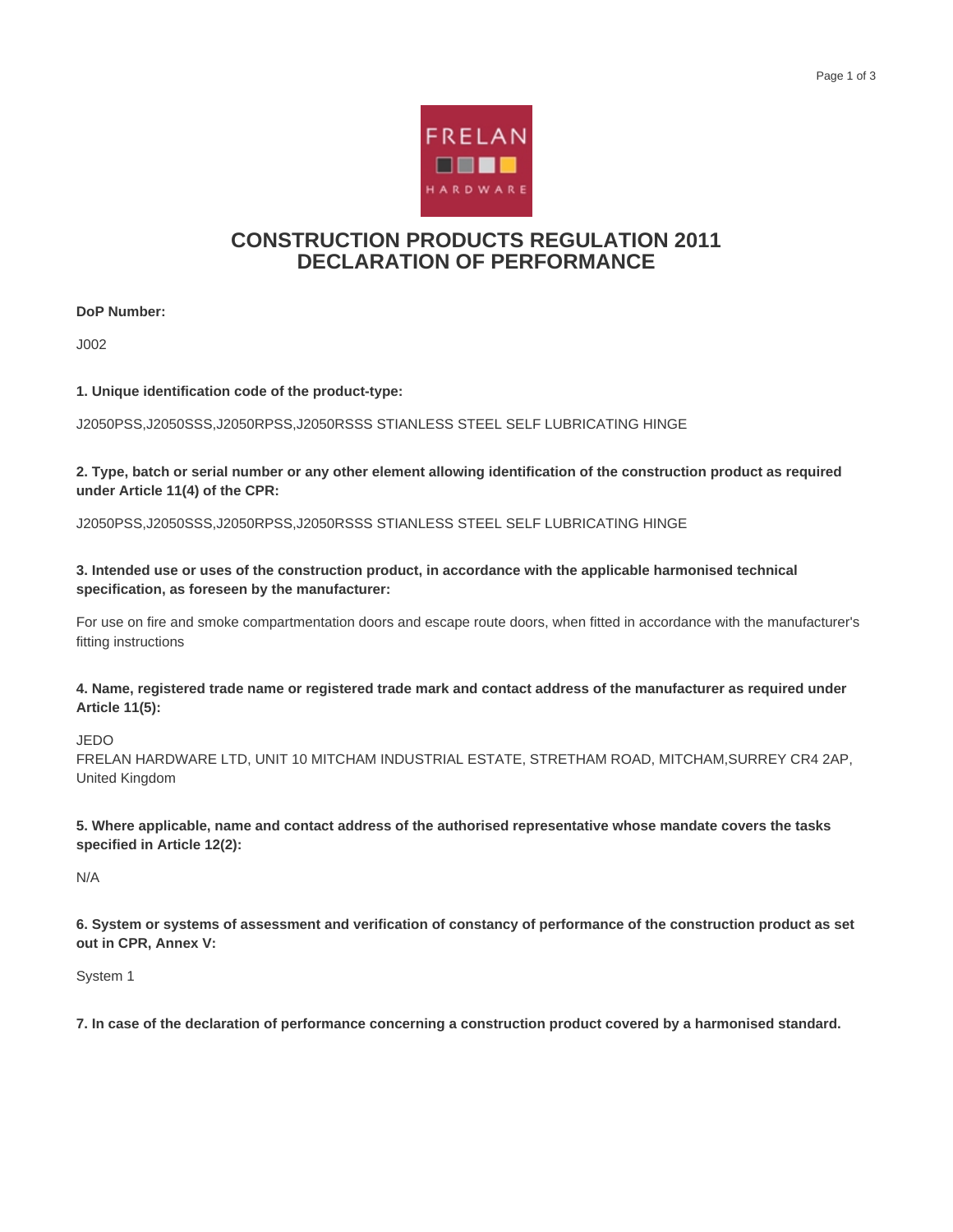# CONSTRUCTION PRODUCTS REGULATION 2011
# DECLARATION OF PERFORMANCE

**DoP Number:**

J002

**1. Unique identification code of the product-type:**

J2050PSS,J2050SSS,J2050RPSS,J2050RSSS STIANLESS STEEL SELF LUBRICATING HINGE

**2. Type, batch or serial number or any other element allowing identification of the construction product as required under Article 11(4) of the CPR:**

J2050PSS,J2050SSS,J2050RPSS,J2050RSSS STIANLESS STEEL SELF LUBRICATING HINGE

**3. Intended use or uses of the construction product, in accordance with the applicable harmonised technical specification, as foreseen by the manufacturer:**

For use on fire and smoke compartmentation doors and escape route doors, when fitted in accordance with the manufacturer's fitting instructions

**4. Name, registered trade name or registered trade mark and contact address of the manufacturer as required under Article 11(5):**

JEDO
FRELAN HARDWARE LTD, UNIT 10 MITCHAM INDUSTRIAL ESTATE, STRETHAM ROAD, MITCHAM,SURREY CR4 2AP, United Kingdom

**5. Where applicable, name and contact address of the authorised representative whose mandate covers the tasks specified in Article 12(2):**

N/A

**6. System or systems of assessment and verification of constancy of performance of the construction product as set out in CPR, Annex V:**

System 1

**7. In case of the declaration of performance concerning a construction product covered by a harmonised standard.**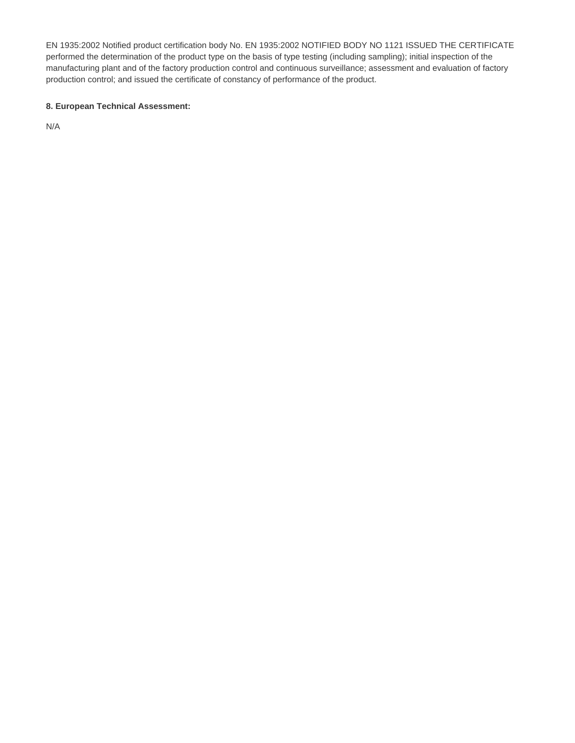EN 1935:2002 Notified product certification body No. EN 1935:2002 NOTIFIED BODY NO 1121 ISSUED THE CERTIFICATE performed the determination of the product type on the basis of type testing (including sampling); initial inspection of the manufacturing plant and of the factory production control and continuous surveillance; assessment and evaluation of factory production control; and issued the certificate of constancy of performance of the product.

**8. European Technical Assessment:**

N/A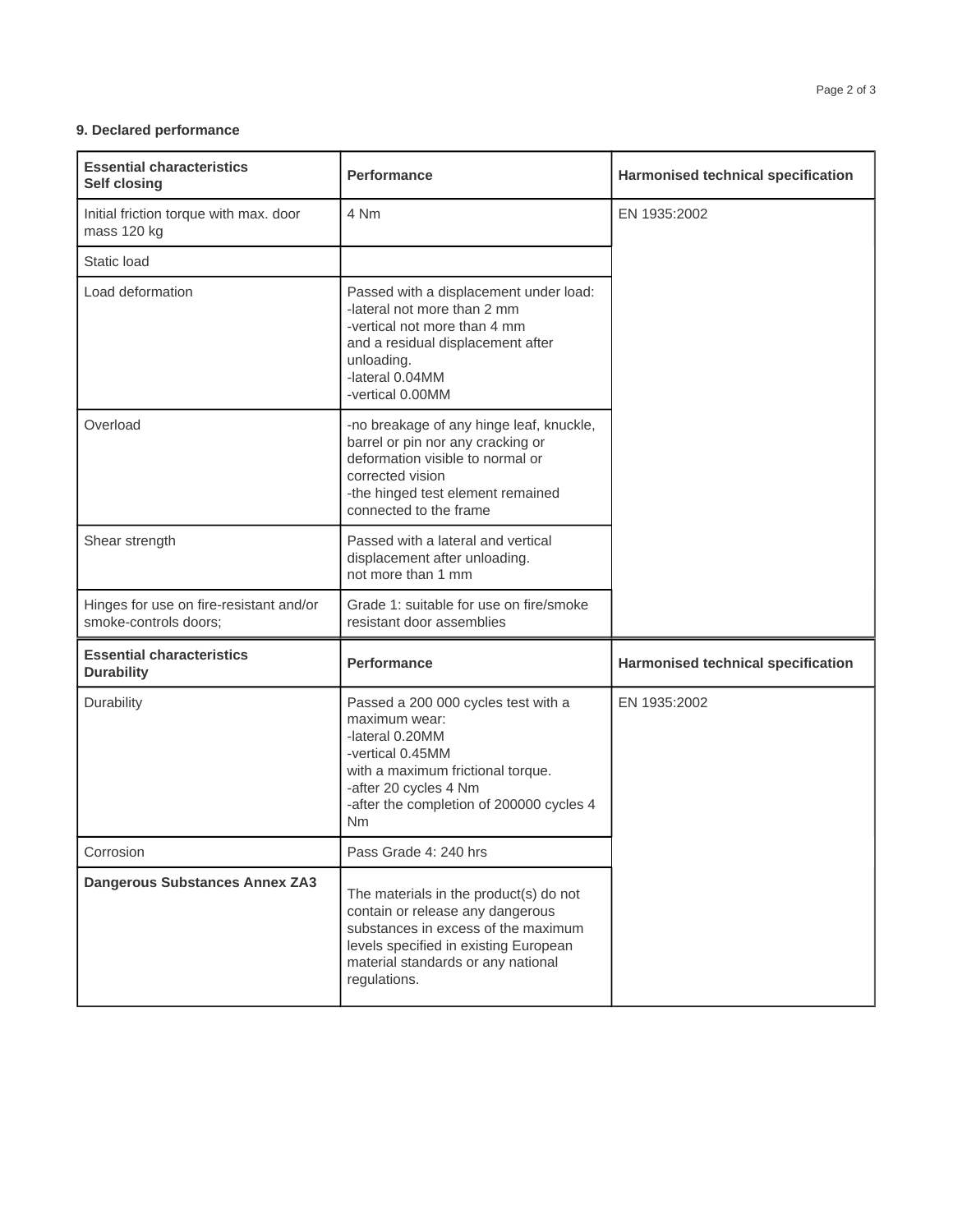### 9. Declared performance

| **Essential characteristics**<br>**Self closing** | **Performance** | **Harmonised technical specification** |
|---|---|---|
| Initial friction torque with max. door mass 120 kg | 4 Nm | EN 1935:2002 |
| Static load | | |
| Load deformation | Passed with a displacement under load:<br>-lateral not more than 2 mm<br>-vertical not more than 4 mm<br>and a residual displacement after unloading.<br>-lateral 0.04MM<br>-vertical 0.00MM | |
| Overload | -no breakage of any hinge leaf, knuckle, barrel or pin nor any cracking or deformation visible to normal or corrected vision<br>-the hinged test element remained connected to the frame | |
| Shear strength | Passed with a lateral and vertical displacement after unloading.<br>not more than 1 mm | |
| Hinges for use on fire-resistant and/or smoke-controls doors; | Grade 1: suitable for use on fire/smoke resistant door assemblies | |
| **Essential characteristics**<br>**Durability** | **Performance** | **Harmonised technical specification** |
| Durability | Passed a 200 000 cycles test with a maximum wear:<br>-lateral 0.20MM<br>-vertical 0.45MM<br>with a maximum frictional torque.<br>-after 20 cycles 4 Nm<br>-after the completion of 200000 cycles 4 Nm | EN 1935:2002 |
| Corrosion | Pass Grade 4: 240 hrs | |
| **Dangerous Substances Annex ZA3** | The materials in the product(s) do not contain or release any dangerous substances in excess of the maximum levels specified in existing European material standards or any national regulations. | |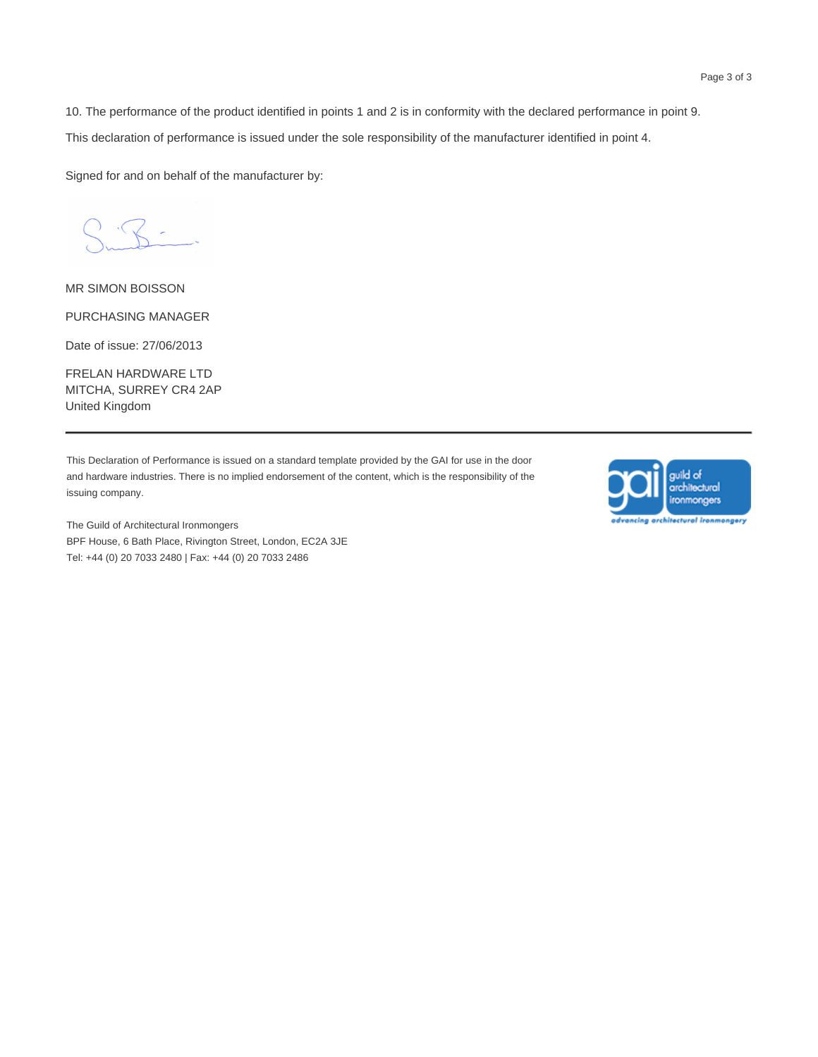10. The performance of the product identified in points 1 and 2 is in conformity with the declared performance in point 9.

This declaration of performance is issued under the sole responsibility of the manufacturer identified in point 4.

Signed for and on behalf of the manufacturer by:

MR SIMON BOISSON

PURCHASING MANAGER

Date of issue: 27/06/2013

FRELAN HARDWARE LTD
MITCHA, SURREY CR4 2AP
United Kingdom

---

This Declaration of Performance is issued on a standard template provided by the GAI for use in the door and hardware industries. There is no implied endorsement of the content, which is the responsibility of the issuing company.

The Guild of Architectural Ironmongers
BPF House, 6 Bath Place, Rivington Street, London, EC2A 3JE
Tel: +44 (0) 20 7033 2480 | Fax: +44 (0) 20 7033 2486

gai guild of architectural ironmongers
advancing architectural ironmongery